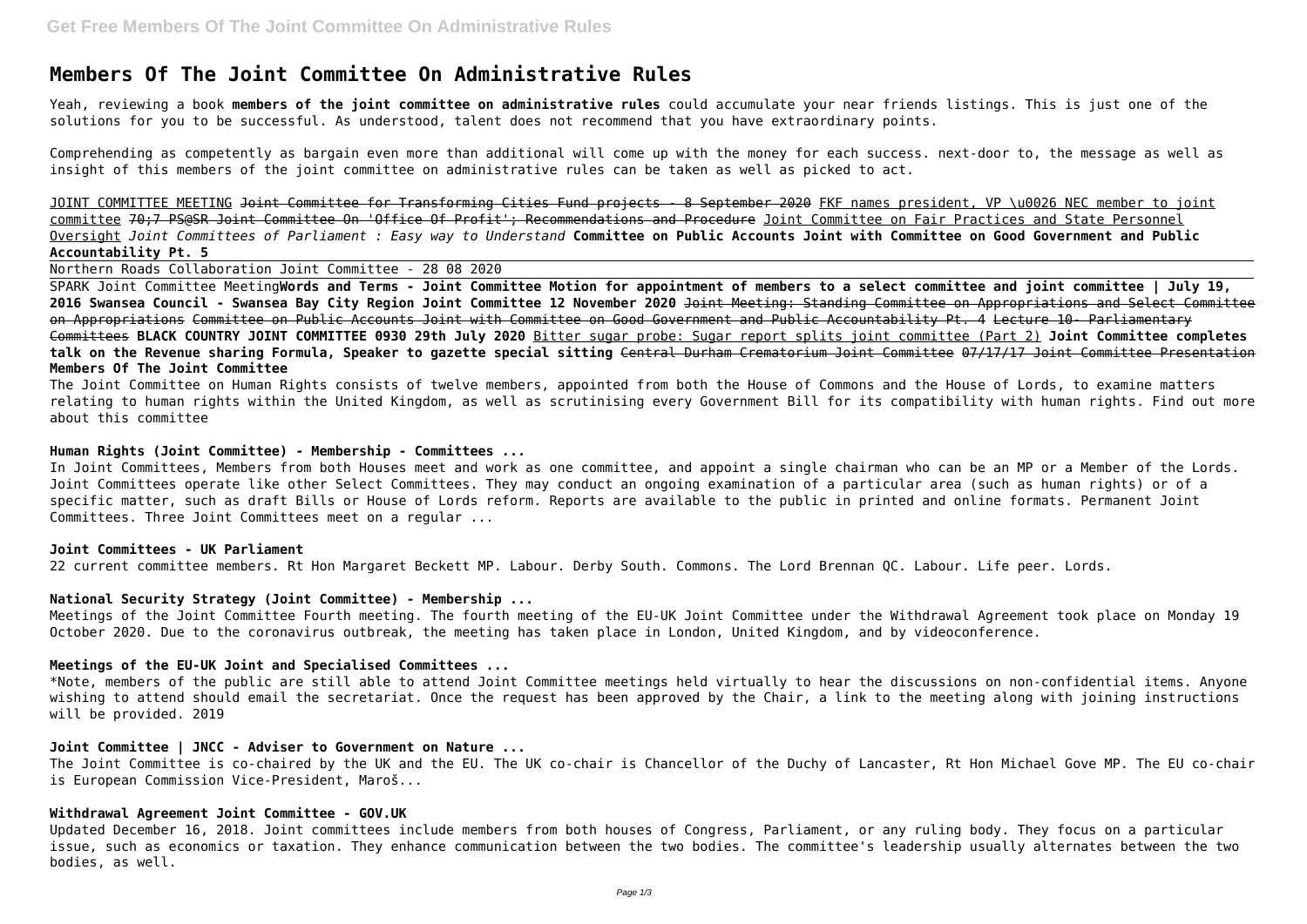# Members Of The Joint Committee On Administrative Rules

Yeah, reviewing a book **members of the joint committee on administrative rules** could accumulate your near friends listings. This is just one of the solutions for you to be successful. As understood, talent does not recommend that you have extraordinary points.

Comprehending as competently as bargain even more than additional will come up with the money for each success. next-door to, the message as well as insight of this members of the joint committee on administrative rules can be taken as well as picked to act.

JOINT COMMITTEE MEETING ~~Joint Committee for Transforming Cities Fund projects - 8 September 2020~~ FKF names president, VP \u0026 NEC member to joint committee 70;7 PS@SR Joint Committee On 'Office Of Profit'; Recommendations and Procedure Joint Committee on Fair Practices and State Personnel Oversight *Joint Committees of Parliament : Easy way to Understand* **Committee on Public Accounts Joint with Committee on Good Government and Public Accountability Pt. 5**

Northern Roads Collaboration Joint Committee - 28 08 2020

SPARK Joint Committee Meeting**Words and Terms - Joint Committee Motion for appointment of members to a select committee and joint committee | July 19, 2016 Swansea Council - Swansea Bay City Region Joint Committee 12 November 2020** ~~Joint Meeting: Standing Committee on Appropriations and Select Committee on Appropriations~~ Committee on Public Accounts Joint with Committee on Good Government and Public Accountability Pt. 4 Lecture 10- Parliamentary Committees **BLACK COUNTRY JOINT COMMITTEE 0930 29th July 2020** Bitter sugar probe: Sugar report splits joint committee (Part 2) **Joint Committee completes talk on the Revenue sharing Formula, Speaker to gazette special sitting** ~~Central Durham Crematorium Joint Committee~~ 07/17/17 Joint Committee Presentation **Members Of The Joint Committee**

The Joint Committee on Human Rights consists of twelve members, appointed from both the House of Commons and the House of Lords, to examine matters relating to human rights within the United Kingdom, as well as scrutinising every Government Bill for its compatibility with human rights. Find out more about this committee

### Human Rights (Joint Committee) - Membership - Committees ...

In Joint Committees, Members from both Houses meet and work as one committee, and appoint a single chairman who can be an MP or a Member of the Lords. Joint Committees operate like other Select Committees. They may conduct an ongoing examination of a particular area (such as human rights) or of a specific matter, such as draft Bills or House of Lords reform. Reports are available to the public in printed and online formats. Permanent Joint Committees. Three Joint Committees meet on a regular ...

### Joint Committees - UK Parliament

22 current committee members. Rt Hon Margaret Beckett MP. Labour. Derby South. Commons. The Lord Brennan QC. Labour. Life peer. Lords.

### National Security Strategy (Joint Committee) - Membership ...

Meetings of the Joint Committee Fourth meeting. The fourth meeting of the EU-UK Joint Committee under the Withdrawal Agreement took place on Monday 19 October 2020. Due to the coronavirus outbreak, the meeting has taken place in London, United Kingdom, and by videoconference.

### Meetings of the EU-UK Joint and Specialised Committees ...

*Note, members of the public are still able to attend Joint Committee meetings held virtually to hear the discussions on non-confidential items. Anyone wishing to attend should email the secretariat. Once the request has been approved by the Chair, a link to the meeting along with joining instructions will be provided. 2019

### Joint Committee | JNCC - Adviser to Government on Nature ...

The Joint Committee is co-chaired by the UK and the EU. The UK co-chair is Chancellor of the Duchy of Lancaster, Rt Hon Michael Gove MP. The EU co-chair is European Commission Vice-President, Maroš...

### Withdrawal Agreement Joint Committee - GOV.UK

Updated December 16, 2018. Joint committees include members from both houses of Congress, Parliament, or any ruling body. They focus on a particular issue, such as economics or taxation. They enhance communication between the two bodies. The committee's leadership usually alternates between the two bodies, as well.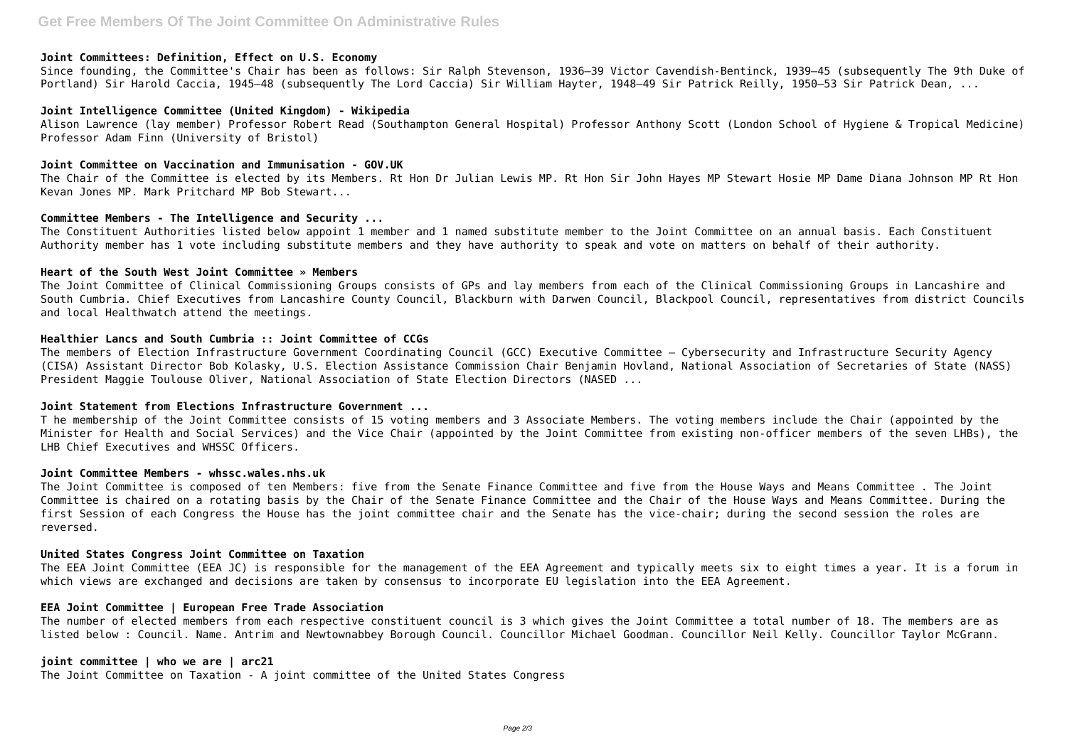### Joint Committees: Definition, Effect on U.S. Economy

Since founding, the Committee's Chair has been as follows: Sir Ralph Stevenson, 1936–39 Victor Cavendish-Bentinck, 1939–45 (subsequently The 9th Duke of Portland) Sir Harold Caccia, 1945–48 (subsequently The Lord Caccia) Sir William Hayter, 1948–49 Sir Patrick Reilly, 1950–53 Sir Patrick Dean, ...

### Joint Intelligence Committee (United Kingdom) - Wikipedia

Alison Lawrence (lay member) Professor Robert Read (Southampton General Hospital) Professor Anthony Scott (London School of Hygiene & Tropical Medicine) Professor Adam Finn (University of Bristol)

### Joint Committee on Vaccination and Immunisation - GOV.UK

The Chair of the Committee is elected by its Members. Rt Hon Dr Julian Lewis MP. Rt Hon Sir John Hayes MP Stewart Hosie MP Dame Diana Johnson MP Rt Hon Kevan Jones MP. Mark Pritchard MP Bob Stewart...

### Committee Members - The Intelligence and Security ...

The Constituent Authorities listed below appoint 1 member and 1 named substitute member to the Joint Committee on an annual basis. Each Constituent Authority member has 1 vote including substitute members and they have authority to speak and vote on matters on behalf of their authority.

### Heart of the South West Joint Committee » Members

The Joint Committee of Clinical Commissioning Groups consists of GPs and lay members from each of the Clinical Commissioning Groups in Lancashire and South Cumbria. Chief Executives from Lancashire County Council, Blackburn with Darwen Council, Blackpool Council, representatives from district Councils and local Healthwatch attend the meetings.

### Healthier Lancs and South Cumbria :: Joint Committee of CCGs

The members of Election Infrastructure Government Coordinating Council (GCC) Executive Committee – Cybersecurity and Infrastructure Security Agency (CISA) Assistant Director Bob Kolasky, U.S. Election Assistance Commission Chair Benjamin Hovland, National Association of Secretaries of State (NASS) President Maggie Toulouse Oliver, National Association of State Election Directors (NASED ...

### Joint Statement from Elections Infrastructure Government ...

T he membership of the Joint Committee consists of 15 voting members and 3 Associate Members. The voting members include the Chair (appointed by the Minister for Health and Social Services) and the Vice Chair (appointed by the Joint Committee from existing non-officer members of the seven LHBs), the LHB Chief Executives and WHSSC Officers.

### Joint Committee Members - whssc.wales.nhs.uk

The Joint Committee is composed of ten Members: five from the Senate Finance Committee and five from the House Ways and Means Committee . The Joint Committee is chaired on a rotating basis by the Chair of the Senate Finance Committee and the Chair of the House Ways and Means Committee. During the first Session of each Congress the House has the joint committee chair and the Senate has the vice-chair; during the second session the roles are reversed.

### United States Congress Joint Committee on Taxation

The EEA Joint Committee (EEA JC) is responsible for the management of the EEA Agreement and typically meets six to eight times a year. It is a forum in which views are exchanged and decisions are taken by consensus to incorporate EU legislation into the EEA Agreement.

### EEA Joint Committee | European Free Trade Association

The number of elected members from each respective constituent council is 3 which gives the Joint Committee a total number of 18. The members are as listed below : Council. Name. Antrim and Newtownabbey Borough Council. Councillor Michael Goodman. Councillor Neil Kelly. Councillor Taylor McGrann.

### joint committee | who we are | arc21

The Joint Committee on Taxation - A joint committee of the United States Congress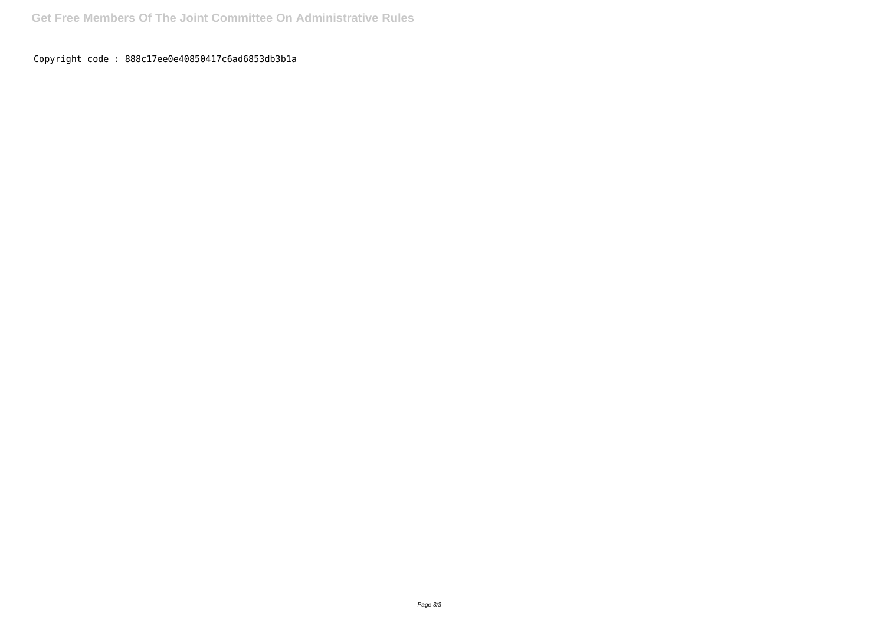Copyright code : 888c17ee0e40850417c6ad6853db3b1a